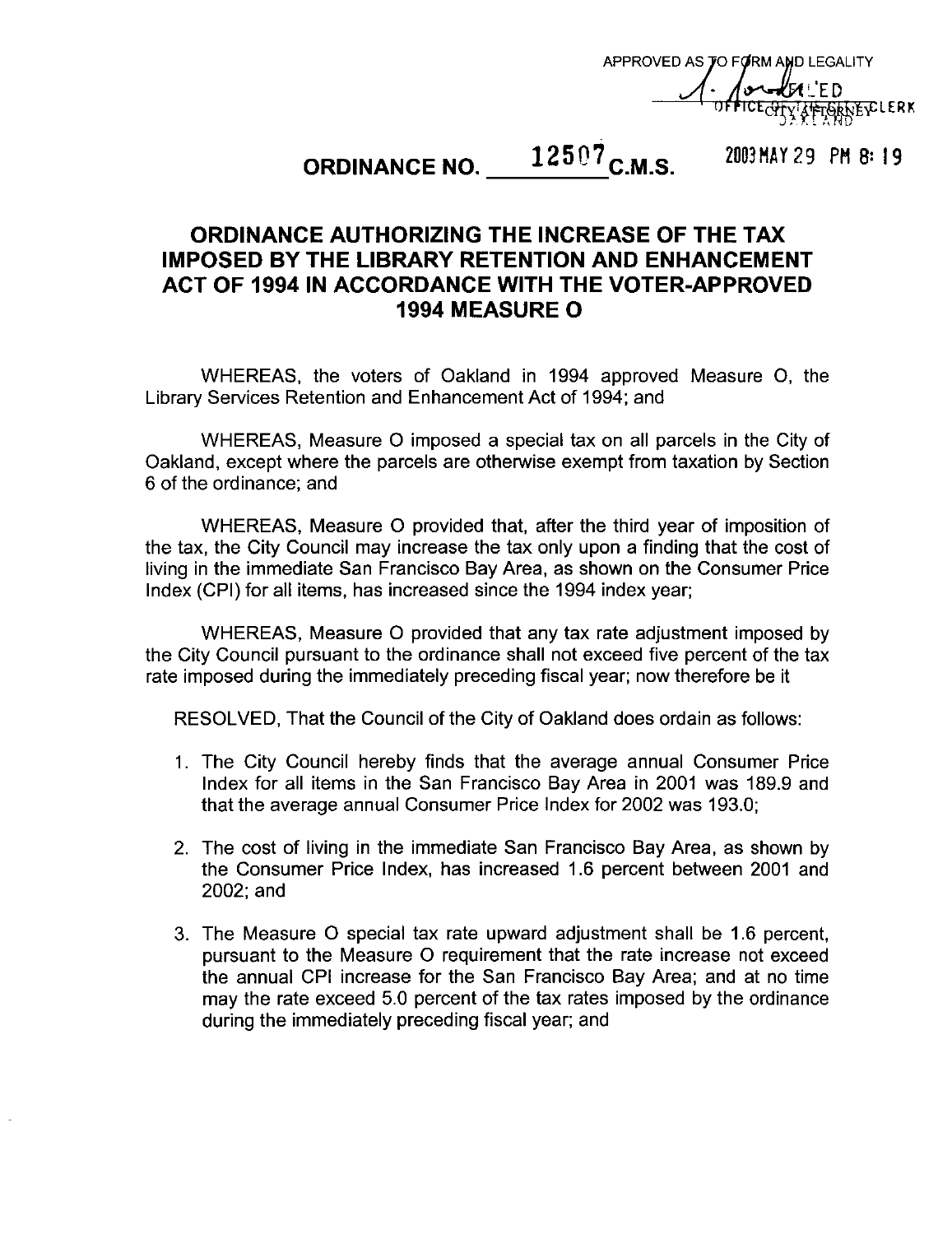APPROVED AS TO FORM AND LEGALITY

FILED
OFFICE OF THE CITY CLERK
OAKLAND

2003 MAY 29 PM 8:19

# ORDINANCE NO. 12507 C.M.S.

## ORDINANCE AUTHORIZING THE INCREASE OF THE TAX IMPOSED BY THE LIBRARY RETENTION AND ENHANCEMENT ACT OF 1994 IN ACCORDANCE WITH THE VOTER-APPROVED 1994 MEASURE O

WHEREAS, the voters of Oakland in 1994 approved Measure O, the Library Services Retention and Enhancement Act of 1994; and

WHEREAS, Measure O imposed a special tax on all parcels in the City of Oakland, except where the parcels are otherwise exempt from taxation by Section 6 of the ordinance; and

WHEREAS, Measure O provided that, after the third year of imposition of the tax, the City Council may increase the tax only upon a finding that the cost of living in the immediate San Francisco Bay Area, as shown on the Consumer Price Index (CPI) for all items, has increased since the 1994 index year;

WHEREAS, Measure O provided that any tax rate adjustment imposed by the City Council pursuant to the ordinance shall not exceed five percent of the tax rate imposed during the immediately preceding fiscal year; now therefore be it

RESOLVED, That the Council of the City of Oakland does ordain as follows:

1. The City Council hereby finds that the average annual Consumer Price Index for all items in the San Francisco Bay Area in 2001 was 189.9 and that the average annual Consumer Price Index for 2002 was 193.0;
2. The cost of living in the immediate San Francisco Bay Area, as shown by the Consumer Price Index, has increased 1.6 percent between 2001 and 2002; and
3. The Measure O special tax rate upward adjustment shall be 1.6 percent, pursuant to the Measure O requirement that the rate increase not exceed the annual CPI increase for the San Francisco Bay Area; and at no time may the rate exceed 5.0 percent of the tax rates imposed by the ordinance during the immediately preceding fiscal year; and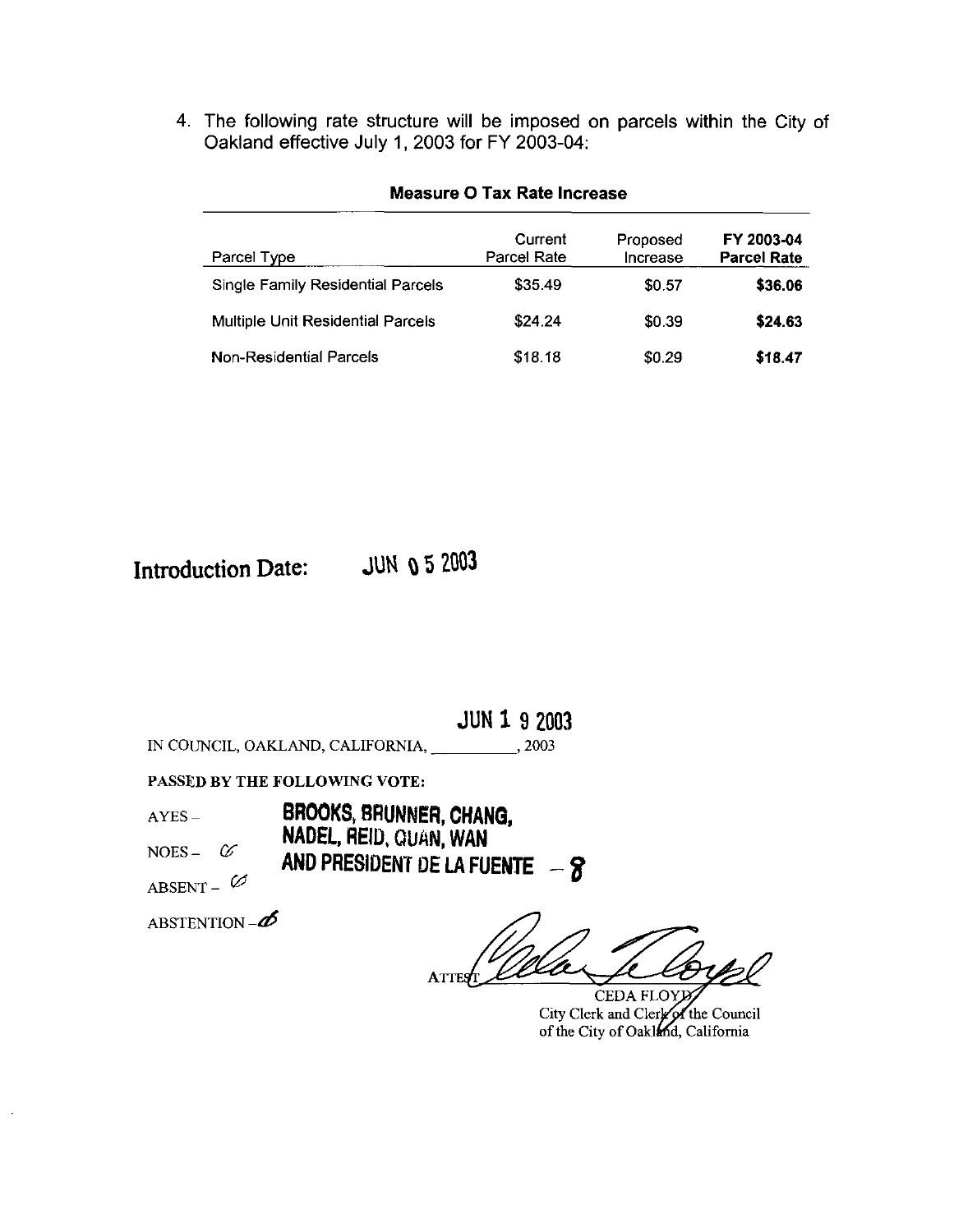4. The following rate structure will be imposed on parcels within the City of Oakland effective July 1, 2003 for FY 2003-04:

**Measure O Tax Rate Increase**

| Parcel Type | Current Parcel Rate | Proposed Increase | FY 2003-04 Parcel Rate |
|---|---|---|---|
| Single Family Residential Parcels | $35.49 | $0.57 | **$36.06** |
| Multiple Unit Residential Parcels | $24.24 | $0.39 | **$24.63** |
| Non-Residential Parcels | $18.18 | $0.29 | **$18.47** |

**Introduction Date:** JUN 05 2003

IN COUNCIL, OAKLAND, CALIFORNIA, JUN 19 2003, 2003

**PASSED BY THE FOLLOWING VOTE:**

AYES – BROOKS, BRUNNER, CHANG, NADEL, REID, QUAN, WAN AND PRESIDENT DE LA FUENTE – 8

NOES – Ø

ABSENT – Ø

ABSTENTION – Ø

ATTEST: [signature]

CEDA FLOYD
City Clerk and Clerk of the Council
of the City of Oakland, California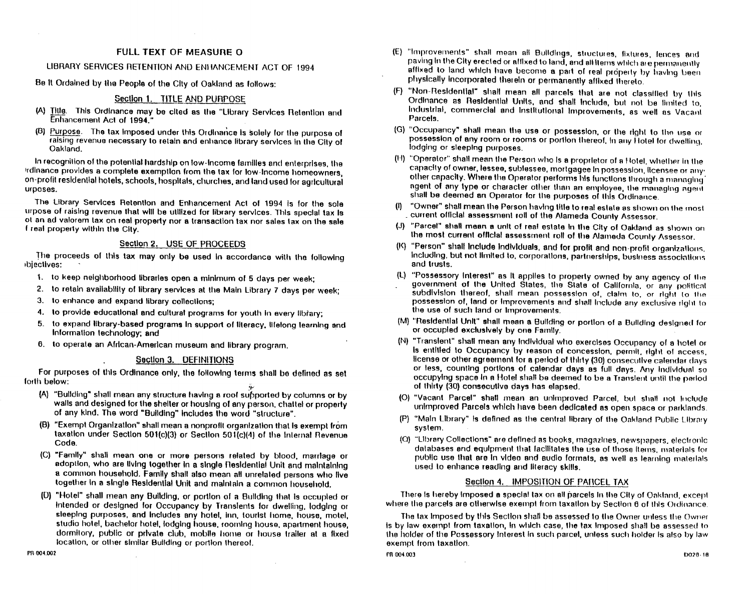# FULL TEXT OF MEASURE O

## LIBRARY SERVICES RETENTION AND ENHANCEMENT ACT OF 1994

Be It Ordained by the People of the City of Oakland as follows:

### Section 1. TITLE AND PURPOSE

(A) Title. This Ordinance may be cited as the "Library Services Retention and Enhancement Act of 1994."

(B) Purpose. The tax imposed under this Ordinance is solely for the purpose of raising revenue necessary to retain and enhance library services in the City of Oakland.

In recognition of the potential hardship on low-income families and enterprises, the ordinance provides a complete exemption from the tax for low-income homeowners, non-profit residential hotels, schools, hospitals, churches, and land used for agricultural purposes.

The Library Services Retention and Enhancement Act of 1994 is for the sole purpose of raising revenue that will be utilized for library services. This special tax is not an ad valorem tax on real property nor a transaction tax nor sales tax on the sale of real property within the City.

### Section 2. USE OF PROCEEDS

The proceeds of this tax may only be used in accordance with the following objectives:

1. to keep neighborhood libraries open a minimum of 5 days per week;
2. to retain availability of library services at the Main Library 7 days per week;
3. to enhance and expand library collections;
4. to provide educational and cultural programs for youth in every library;
5. to expand library-based programs in support of literacy, lifelong learning and information technology; and
6. to operate an African-American museum and library program.

### Section 3. DEFINITIONS

For purposes of this Ordinance only, the following terms shall be defined as set forth below:

(A) "Building" shall mean any structure having a roof supported by columns or by walls and designed for the shelter or housing of any person, chattel or property of any kind. The word "Building" includes the word "structure".

(B) "Exempt Organization" shall mean a nonprofit organization that is exempt from taxation under Section 501(c)(3) or Section 501(c)(4) of the Internal Revenue Code.

(C) "Family" shall mean one or more persons related by blood, marriage or adoption, who are living together in a single Residential Unit and maintaining a common household. Family shall also mean all unrelated persons who live together in a single Residential Unit and maintain a common household.

(D) "Hotel" shall mean any Building, or portion of a Building that is occupied or intended or designed for Occupancy by Transients for dwelling, lodging or sleeping purposes, and includes any hotel, inn, tourist home, house, motel, studio hotel, bachelor hotel, lodging house, rooming house, apartment house, dormitory, public or private club, mobile home or house trailer at a fixed location, or other similar Building or portion thereof.

(E) "Improvements" shall mean all Buildings, structures, fixtures, fences and paving in the City erected or affixed to land, and all items which are permanently affixed to land which have become a part of real property by having been physically incorporated therein or permanently affixed thereto.

(F) "Non-Residential" shall mean all parcels that are not classified by this Ordinance as Residential Units, and shall include, but not be limited to, industrial, commercial and institutional improvements, as well as Vacant Parcels.

(G) "Occupancy" shall mean the use or possession, or the right to the use or possession of any room or rooms or portion thereof, in any Hotel for dwelling, lodging or sleeping purposes.

(H) "Operator" shall mean the Person who is a proprietor of a Hotel, whether in the capacity of owner, lessee, sublessee, mortgagee in possession, licensee or any other capacity. Where the Operator performs his functions through a managing agent of any type or character other than an employee, the managing agent shall be deemed an Operator for the purposes of this Ordinance.

(I) "Owner" shall mean the Person having title to real estate as shown on the most current official assessment roll of the Alameda County Assessor.

(J) "Parcel" shall mean a unit of real estate in the City of Oakland as shown on the most current official assessment roll of the Alameda County Assessor.

(K) "Person" shall include individuals, and for profit and non-profit organizations, including, but not limited to, corporations, partnerships, business associations and trusts.

(L) "Possessory Interest" as it applies to property owned by any agency of the government of the United States, the State of California, or any political subdivision thereof, shall mean possession of, claim to, or right to the possession of, land or Improvements and shall include any exclusive right to the use of such land or Improvements.

(M) "Residential Unit" shall mean a Building or portion of a Building designed for or occupied exclusively by one Family.

(N) "Transient" shall mean any individual who exercises Occupancy of a hotel or is entitled to Occupancy by reason of concession, permit, right of access, license or other agreement for a period of thirty (30) consecutive calendar days or less, counting portions of calendar days as full days. Any individual so occupying space in a Hotel shall be deemed to be a Transient until the period of thirty (30) consecutive days has elapsed.

(O) "Vacant Parcel" shall mean an unimproved Parcel, but shall not include unimproved Parcels which have been dedicated as open space or parklands.

(P) "Main Library" is defined as the central library of the Oakland Public Library system.

(Q) "Library Collections" are defined as books, magazines, newspapers, electronic databases and equipment that facilitates the use of those items, materials for public use that are in video and audio formats, as well as learning materials used to enhance reading and literacy skills.

### Section 4. IMPOSITION OF PARCEL TAX

There is hereby imposed a special tax on all parcels in the City of Oakland, except where the parcels are otherwise exempt from taxation by Section 6 of this Ordinance.

The tax imposed by this Section shall be assessed to the Owner unless the Owner is by law exempt from taxation, in which case, the tax imposed shall be assessed to the holder of the Possessory Interest in such parcel, unless such holder is also by law exempt from taxation.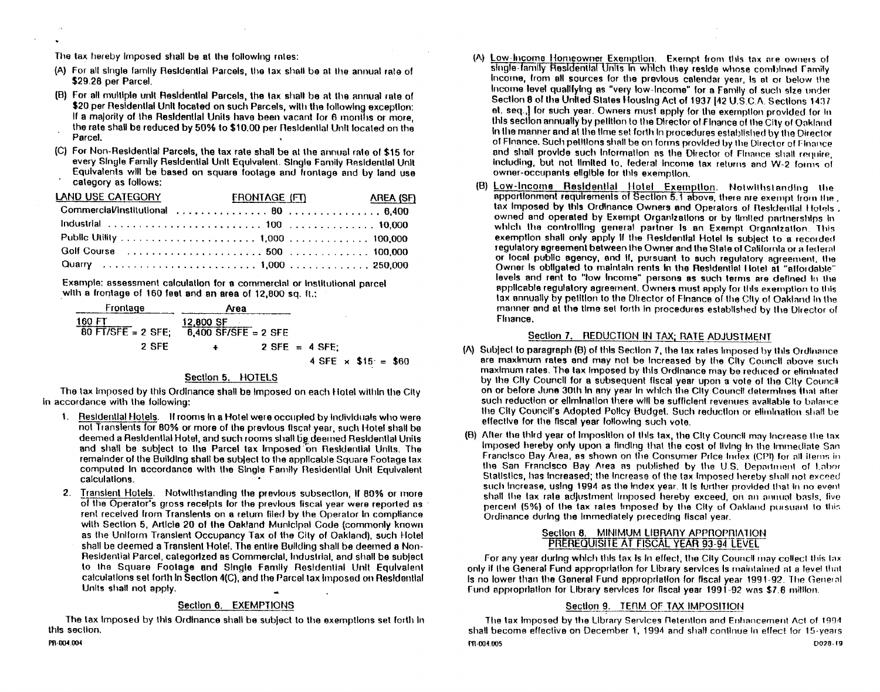The tax hereby imposed shall be at the following rates:

(A) For all single family Residential Parcels, the tax shall be at the annual rate of $29.28 per Parcel.

(B) For all multiple unit Residential Parcels, the tax shall be at the annual rate of $20 per Residential Unit located on such Parcels, with the following exception: if a majority of the Residential Units have been vacant for 6 months or more, the rate shall be reduced by 50% to $10.00 per Residential Unit located on the Parcel.

(C) For Non-Residential Parcels, the tax rate shall be at the annual rate of $15 for every Single Family Residential Unit Equivalent. Single Family Residential Unit Equivalents will be based on square footage and frontage and by land use category as follows:

| LAND USE CATEGORY | FRONTAGE (FT) | AREA (SF) |
|---|---|---|
| Commercial/Institutional | 80 | 6,400 |
| Industrial | 100 | 10,000 |
| Public Utility | 1,000 | 100,000 |
| Golf Course | 500 | 100,000 |
| Quarry | 1,000 | 250,000 |

Example: assessment calculation for a commercial or institutional parcel with a frontage of 160 feet and an area of 12,800 sq. ft.:

| Frontage | Area |
|---|---|
| 160 FT / 80 FT/SFE = 2 SFE; | 12,800 SF / 6,400 SF/SFE = 2 SFE |

2 SFE + 2 SFE = 4 SFE;

4 SFE × $15 = $60

## Section 5. HOTELS

The tax imposed by this Ordinance shall be imposed on each Hotel within the City in accordance with the following:

1. Residential Hotels. If rooms in a Hotel were occupied by individuals who were not Transients for 80% or more of the previous fiscal year, such Hotel shall be deemed a Residential Hotel, and such rooms shall be deemed Residential Units and shall be subject to the Parcel tax imposed on Residential Units. The remainder of the Building shall be subject to the applicable Square Footage tax computed in accordance with the Single Family Residential Unit Equivalent calculations.

2. Transient Hotels. Notwithstanding the previous subsection, if 80% or more of the Operator's gross receipts for the previous fiscal year were reported as rent received from Transients on a return filed by the Operator in compliance with Section 5, Article 20 of the Oakland Municipal Code (commonly known as the Uniform Transient Occupancy Tax of the City of Oakland), such Hotel shall be deemed a Transient Hotel. The entire Building shall be deemed a Non-Residential Parcel, categorized as Commercial, Industrial, and shall be subject to the Square Footage and Single Family Residential Unit Equivalent calculations set forth in Section 4(C), and the Parcel tax imposed on Residential Units shall not apply.

## Section 6. EXEMPTIONS

The tax imposed by this Ordinance shall be subject to the exemptions set forth in this section.

(A) Low-Income Homeowner Exemption. Exempt from this tax are owners of single-family Residential Units in which they reside whose combined Family Income, from all sources for the previous calendar year, is at or below the income level qualifying as "very low-income" for a Family of such size under Section 8 of the United States Housing Act of 1937 [42 U.S.C.A. Sections 1437 et. seq.,] for such year. Owners must apply for the exemption provided for in this section annually by petition to the Director of Finance of the City of Oakland in the manner and at the time set forth in procedures established by the Director of Finance. Such petitions shall be on forms provided by the Director of Finance and shall provide such information as the Director of Finance shall require, including, but not limited to, federal income tax returns and W-2 forms of owner-occupants eligible for this exemption.

(B) Low-Income Residential Hotel Exemption. Notwithstanding the apportionment requirements of Section 5.1 above, there are exempt from the tax imposed by this Ordinance Owners and Operators of Residential Hotels, owned and operated by Exempt Organizations or by limited partnerships in which the controlling general partner is an Exempt Organization. This exemption shall only apply if the Residential Hotel is subject to a recorded regulatory agreement between the Owner and the State of California or a federal or local public agency, and if, pursuant to such regulatory agreement, the Owner is obligated to maintain rents in the Residential Hotel at "affordable" levels and rent to "low income" persons as such terms are defined in the applicable regulatory agreement. Owners must apply for this exemption to this tax annually by petition to the Director of Finance of the City of Oakland in the manner and at the time set forth in procedures established by the Director of Finance.

## Section 7. REDUCTION IN TAX; RATE ADJUSTMENT

(A) Subject to paragraph (B) of this Section 7, the tax rates imposed by this Ordinance are maximum rates and may not be increased by the City Council above such maximum rates. The tax imposed by this Ordinance may be reduced or eliminated by the City Council for a subsequent fiscal year upon a vote of the City Council on or before June 30th in any year in which the City Council determines that after such reduction or elimination there will be sufficient revenues available to balance the City Council's Adopted Policy Budget. Such reduction or elimination shall be effective for the fiscal year following such vote.

(B) After the third year of imposition of this tax, the City Council may increase the tax imposed hereby only upon a finding that the cost of living in the immediate San Francisco Bay Area, as shown on the Consumer Price Index (CPI) for all items in the San Francisco Bay Area as published by the U.S. Department of Labor Statistics, has increased; the increase of the tax imposed hereby shall not exceed such increase, using 1994 as the index year. It is further provided that in no event shall the tax rate adjustment imposed hereby exceed, on an annual basis, five percent (5%) of the tax rates imposed by the City of Oakland pursuant to this Ordinance during the immediately preceding fiscal year.

## Section 8. MINIMUM LIBRARY APPROPRIATION PREREQUISITE AT FISCAL YEAR 93-94 LEVEL

For any year during which this tax is in effect, the City Council may collect this tax only if the General Fund appropriation for Library services is maintained at a level that is no lower than the General Fund appropriation for fiscal year 1991-92. The General Fund appropriation for Library services for fiscal year 1991-92 was $7.6 million.

## Section 9. TERM OF TAX IMPOSITION

The tax imposed by the Library Services Retention and Enhancement Act of 1994 shall become effective on December 1, 1994 and shall continue in effect for 15-years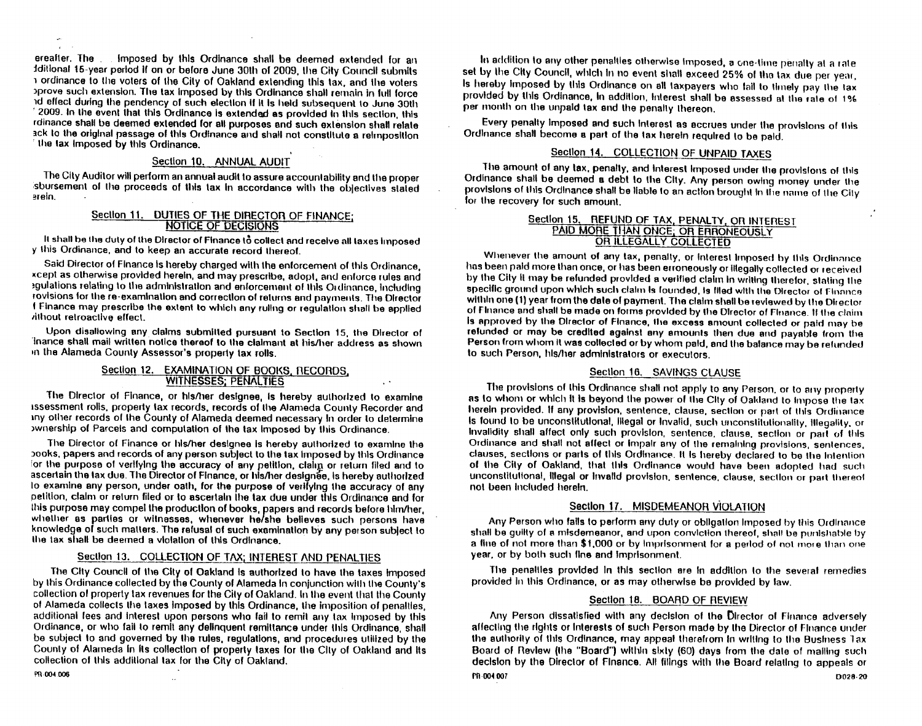ereafter. The Imposed by this Ordinance shall be deemed extended for an ɔditional 15-year period if on or before June 30th of 2009, the City Council submits ı ordinance to the voters of the City of Oakland extending this tax, and the voters ɔprove such extension. The tax imposed by this Ordinance shall remain in full force ɔd effect during the pendency of such election if it is held subsequent to June 30th ' 2009. In the event that this Ordinance is extended as provided in this section, this rdinance shall be deemed extended for all purposes and such extension shall relate ɔck to the original passage of this Ordinance and shall not constitute a reimposition ' the tax imposed by this Ordinance.

## Section 10. ANNUAL AUDIT

The City Auditor will perform an annual audit to assure accountability and the proper ɔsbursement of the proceeds of this tax in accordance with the objectives stated ɔrein.

## Section 11. DUTIES OF THE DIRECTOR OF FINANCE; NOTICE OF DECISIONS

It shall be the duty of the Director of Finance to collect and receive all taxes imposed y this Ordinance, and to keep an accurate record thereof.

Said Director of Finance is hereby charged with the enforcement of this Ordinance, xcept as otherwise provided herein, and may prescribe, adopt, and enforce rules and ɔgulations relating to the administration and enforcement of this Ordinance, including rovisions for the re-examination and correction of returns and payments. The Director f Finance may prescribe the extent to which any ruling or regulation shall be applied /ithout retroactive effect.

Upon disallowing any claims submitted pursuant to Section 15, the Director of 'inance shall mail written notice thereof to the claimant at his/her address as shown n the Alameda County Assessor's property tax rolls.

## Section 12. EXAMINATION OF BOOKS, RECORDS, WITNESSES; PENALTIES

The Director of Finance, or his/her designee, is hereby authorized to examine ıssessment rolls, property tax records, records of the Alameda County Recorder and ıny other records of the County of Alameda deemed necessary in order to determine ɔwnership of Parcels and computation of the tax imposed by this Ordinance.

The Director of Finance or his/her designee is hereby authorized to examine the ɔooks, papers and records of any person subject to the tax imposed by this Ordinance for the purpose of verifying the accuracy of any petition, claim or return filed and to ascertain the tax due. The Director of Finance, or his/her designee, is hereby authorized to examine any person, under oath, for the purpose of verifying the accuracy of any petition, claim or return filed or to ascertain the tax due under this Ordinance and for this purpose may compel the production of books, papers and records before him/her, whether as parties or witnesses, whenever he/she believes such persons have knowledge of such matters. The refusal of such examination by any person subject to the tax shall be deemed a violation of this Ordinance.

## Section 13. COLLECTION OF TAX; INTEREST AND PENALTIES

The City Council of the City of Oakland is authorized to have the taxes imposed by this Ordinance collected by the County of Alameda in conjunction with the County's collection of property tax revenues for the City of Oakland. In the event that the County of Alameda collects the taxes imposed by this Ordinance, the imposition of penalties, additional fees and interest upon persons who fail to remit any tax imposed by this Ordinance, or who fail to remit any delinquent remittance under this Ordinance, shall be subject to and governed by the rules, regulations, and procedures utilized by the County of Alameda in its collection of property taxes for the City of Oakland and its collection of this additional tax for the City of Oakland.

In addition to any other penalties otherwise imposed, a one-time penalty at a rate set by the City Council, which in no event shall exceed 25% of the tax due per year, is hereby imposed by this Ordinance on all taxpayers who fail to timely pay the tax provided by this Ordinance. In addition, interest shall be assessed at the rate of 1% per month on the unpaid tax and the penalty thereon.

Every penalty imposed and such interest as accrues under the provisions of this Ordinance shall become a part of the tax herein required to be paid.

## Section 14. COLLECTION OF UNPAID TAXES

The amount of any tax, penalty, and interest imposed under the provisions of this Ordinance shall be deemed a debt to the City. Any person owing money under the provisions of this Ordinance shall be liable to an action brought in the name of the City for the recovery for such amount.

## Section 15. REFUND OF TAX, PENALTY, OR INTEREST PAID MORE THAN ONCE; OR ERRONEOUSLY OR ILLEGALLY COLLECTED

Whenever the amount of any tax, penalty, or interest imposed by this Ordinance has been paid more than once, or has been erroneously or illegally collected or received by the City it may be refunded provided a verified claim in writing therefor, stating the specific ground upon which such claim is founded, is filed with the Director of Finance within one (1) year from the date of payment. The claim shall be reviewed by the Director of Finance and shall be made on forms provided by the Director of Finance. If the claim is approved by the Director of Finance, the excess amount collected or paid may be refunded or may be credited against any amounts then due and payable from the Person from whom it was collected or by whom paid, and the balance may be refunded to such Person, his/her administrators or executors.

## Section 16. SAVINGS CLAUSE

The provisions of this Ordinance shall not apply to any Person, or to any property as to whom or which it is beyond the power of the City of Oakland to impose the tax herein provided. If any provision, sentence, clause, section or part of this Ordinance is found to be unconstitutional, illegal or invalid, such unconstitutionality, illegality, or invalidity shall affect only such provision, sentence, clause, section or part of this Ordinance and shall not affect or impair any of the remaining provisions, sentences, clauses, sections or parts of this Ordinance. It is hereby declared to be the intention of the City of Oakland, that this Ordinance would have been adopted had such unconstitutional, illegal or invalid provision, sentence, clause, section or part thereof not been included herein.

## Section 17. MISDEMEANOR VIOLATION

Any Person who fails to perform any duty or obligation imposed by this Ordinance shall be guilty of a misdemeanor, and upon conviction thereof, shall be punishable by a fine of not more than $1,000 or by imprisonment for a period of not more than one year, or by both such fine and imprisonment.

The penalties provided in this section are in addition to the several remedies provided in this Ordinance, or as may otherwise be provided by law.

## Section 18. BOARD OF REVIEW

Any Person dissatisfied with any decision of the Director of Finance adversely affecting the rights or interests of such Person made by the Director of Finance under the authority of this Ordinance, may appeal therefrom in writing to the Business Tax Board of Review (the "Board") within sixty (60) days from the date of mailing such decision by the Director of Finance. All filings with the Board relating to appeals or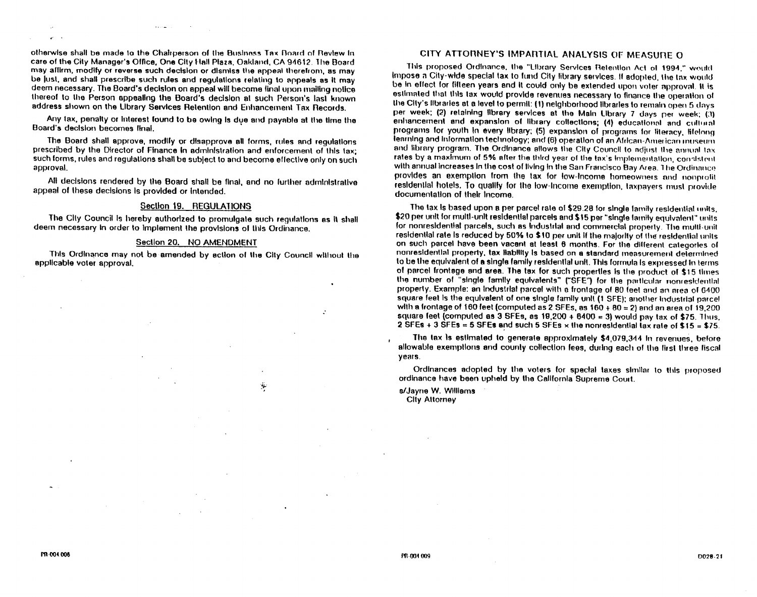otherwise shall be made to the Chairperson of the Business Tax Board of Review in care of the City Manager's Office, One City Hall Plaza, Oakland, CA 94612. The Board may affirm, modify or reverse such decision or dismiss the appeal therefrom, as may be just, and shall prescribe such rules and regulations relating to appeals as it may deem necessary. The Board's decision on appeal will become final upon mailing notice thereof to the Person appealing the Board's decision at such Person's last known address shown on the Library Services Retention and Enhancement Tax Records.

Any tax, penalty or interest found to be owing is due and payable at the time the Board's decision becomes final.

The Board shall approve, modify or disapprove all forms, rules and regulations prescribed by the Director of Finance in administration and enforcement of this tax; such forms, rules and regulations shall be subject to and become effective only on such approval.

All decisions rendered by the Board shall be final, and no further administrative appeal of these decisions is provided or intended.

## Section 19. REGULATIONS

The City Council is hereby authorized to promulgate such regulations as it shall deem necessary in order to implement the provisions of this Ordinance.

## Section 20. NO AMENDMENT

This Ordinance may not be amended by action of the City Council without the applicable voter approval.

## CITY ATTORNEY'S IMPARTIAL ANALYSIS OF MEASURE O

This proposed Ordinance, the "Library Services Retention Act of 1994," would impose a City-wide special tax to fund City library services. If adopted, the tax would be in effect for fifteen years and it could only be extended upon voter approval. It is estimated that this tax would provide revenues necessary to finance the operation of the City's libraries at a level to permit: (1) neighborhood libraries to remain open 5 days per week; (2) retaining library services at the Main Library 7 days per week; (3) enhancement and expansion of library collections; (4) educational and cultural programs for youth in every library; (5) expansion of programs for literacy, lifelong learning and information technology; and (6) operation of an African-American museum and library program. The Ordinance allows the City Council to adjust the annual tax rates by a maximum of 5% after the third year of the tax's implementation, consistent with annual increases in the cost of living in the San Francisco Bay Area. The Ordinance provides an exemption from the tax for low-income homeowners and nonprofit residential hotels. To qualify for the low-income exemption, taxpayers must provide documentation of their income.

The tax is based upon a per parcel rate of $29.28 for single family residential units, $20 per unit for multi-unit residential parcels and $15 per "single family equivalent" units for nonresidential parcels, such as industrial and commercial property. The multi-unit residential rate is reduced by 50% to $10 per unit if the majority of the residential units on such parcel have been vacant at least 6 months. For the different categories of nonresidential property, tax liability is based on a standard measurement determined to be the equivalent of a single family residential unit. This formula is expressed in terms of parcel frontage and area. The tax for such properties is the product of $15 times the number of "single family equivalents" ("SFE") for the particular nonresidential property. Example: an industrial parcel with a frontage of 80 feet and an area of 6400 square feet is the equivalent of one single family unit (1 SFE); another industrial parcel with a frontage of 160 feet (computed as 2 SFEs, as 160 ÷ 80 = 2) and an area of 19,200 square feet (computed as 3 SFEs, as 19,200 ÷ 6400 = 3) would pay tax of $75. Thus, 2 SFEs + 3 SFEs = 5 SFEs and such 5 SFEs × the nonresidential tax rate of $15 = $75.

The tax is estimated to generate approximately $4,079,344 in revenues, before allowable exemptions and county collection fees, during each of the first three fiscal years.

Ordinances adopted by the voters for special taxes similar to this proposed ordinance have been upheld by the California Supreme Court.

s/Jayne W. Williams
City Attorney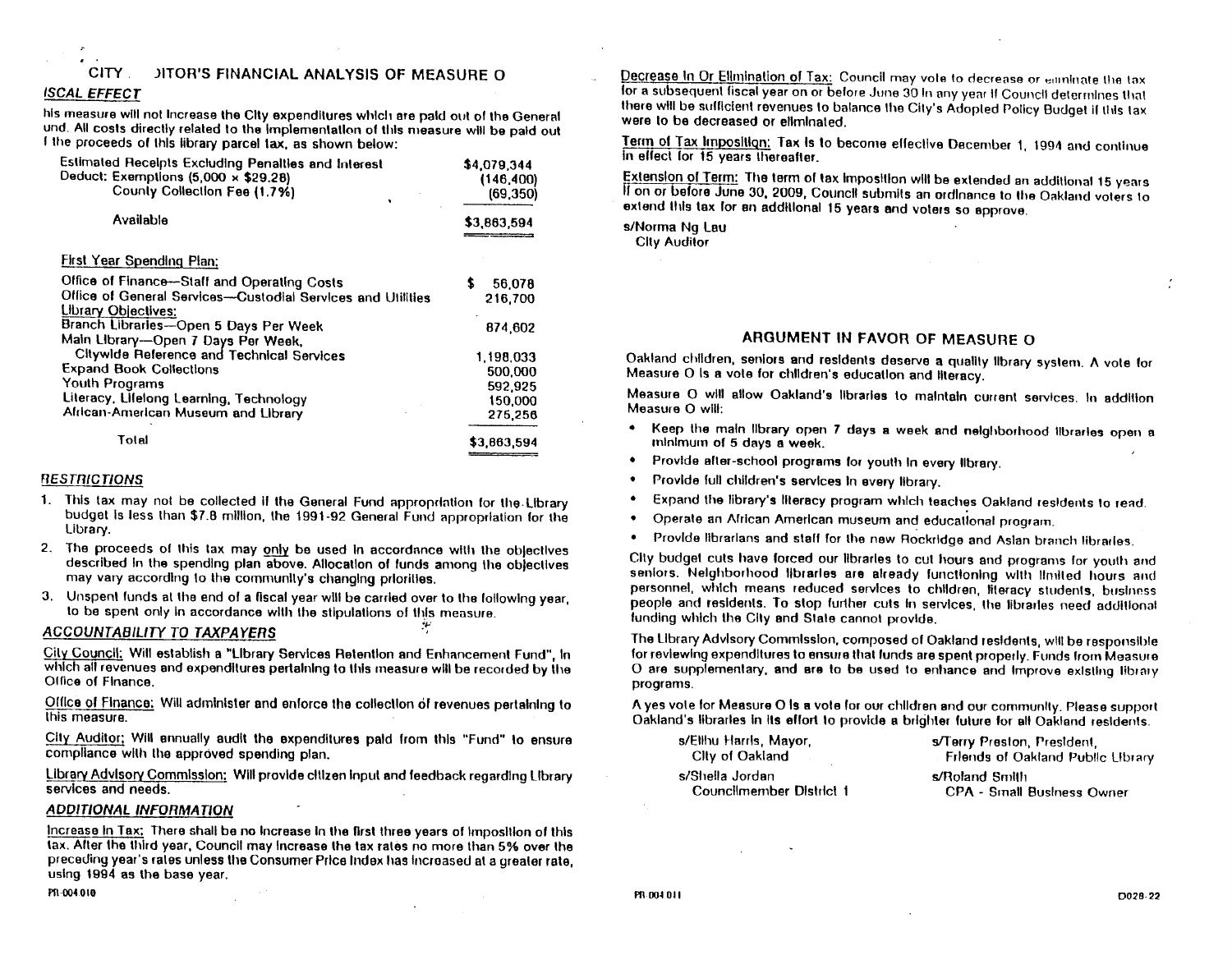## CITY AUDITOR'S FINANCIAL ANALYSIS OF MEASURE O

### *FISCAL EFFECT*

This measure will not increase the City expenditures which are paid out of the General Fund. All costs directly related to the implementation of this measure will be paid out of the proceeds of this library parcel tax, as shown below:

| | |
|---|---|
| Estimated Receipts Excluding Penalties and Interest | $4,079,344 |
| Deduct: Exemptions (5,000 × $29.28) | (146,400) |
| County Collection Fee (1.7%) | (69,350) |
| Available | $3,863,594 |

First Year Spending Plan:

| | |
|---|---|
| Office of Finance—Staff and Operating Costs | $ 56,078 |
| Office of General Services—Custodial Services and Utilities | 216,700 |
| Library Objectives: | |
| Branch Libraries—Open 5 Days Per Week | 874,602 |
| Main Library—Open 7 Days Per Week, Citywide Reference and Technical Services | 1,198,033 |
| Expand Book Collections | 500,000 |
| Youth Programs | 592,925 |
| Literacy, Lifelong Learning, Technology | 150,000 |
| African-American Museum and Library | 275,256 |
| Total | $3,863,594 |

### *RESTRICTIONS*

1. This tax may not be collected if the General Fund appropriation for the Library budget is less than $7.8 million, the 1991-92 General Fund appropriation for the Library.
2. The proceeds of this tax may only be used in accordance with the objectives described in the spending plan above. Allocation of funds among the objectives may vary according to the community's changing priorities.
3. Unspent funds at the end of a fiscal year will be carried over to the following year, to be spent only in accordance with the stipulations of this measure.

### *ACCOUNTABILITY TO TAXPAYERS*

City Council: Will establish a "Library Services Retention and Enhancement Fund", in which all revenues and expenditures pertaining to this measure will be recorded by the Office of Finance.

Office of Finance: Will administer and enforce the collection of revenues pertaining to this measure.

City Auditor: Will annually audit the expenditures paid from this "Fund" to ensure compliance with the approved spending plan.

Library Advisory Commission: Will provide citizen input and feedback regarding Library services and needs.

### *ADDITIONAL INFORMATION*

Increase in Tax: There shall be no increase in the first three years of imposition of this tax. After the third year, Council may increase the tax rates no more than 5% over the preceding year's rates unless the Consumer Price Index has increased at a greater rate, using 1994 as the base year.

Decrease in Or Elimination of Tax: Council may vote to decrease or eliminate the tax for a subsequent fiscal year on or before June 30 in any year if Council determines that there will be sufficient revenues to balance the City's Adopted Policy Budget if this tax were to be decreased or eliminated.

Term of Tax Imposition: Tax is to become effective December 1, 1994 and continue in effect for 15 years thereafter.

Extension of Term: The term of tax imposition will be extended an additional 15 years if on or before June 30, 2009, Council submits an ordinance to the Oakland voters to extend this tax for an additional 15 years and voters so approve.

s/Norma Ng Lau
City Auditor

## ARGUMENT IN FAVOR OF MEASURE O

Oakland children, seniors and residents deserve a quality library system. A vote for Measure O is a vote for children's education and literacy.

Measure O will allow Oakland's libraries to maintain current services. In addition Measure O will:

- Keep the main library open 7 days a week and neighborhood libraries open a minimum of 5 days a week.
- Provide after-school programs for youth in every library.
- Provide full children's services in every library.
- Expand the library's literacy program which teaches Oakland residents to read.
- Operate an African American museum and educational program.
- Provide librarians and staff for the new Rockridge and Asian branch libraries.

City budget cuts have forced our libraries to cut hours and programs for youth and seniors. Neighborhood libraries are already functioning with limited hours and personnel, which means reduced services to children, literacy students, business people and residents. To stop further cuts in services, the libraries need additional funding which the City and State cannot provide.

The Library Advisory Commission, composed of Oakland residents, will be responsible for reviewing expenditures to ensure that funds are spent properly. Funds from Measure O are supplementary, and are to be used to enhance and improve existing library programs.

A yes vote for Measure O is a vote for our children and our community. Please support Oakland's libraries in its effort to provide a brighter future for all Oakland residents.

s/Elihu Harris, Mayor,
City of Oakland

s/Sheila Jordan
Councilmember District 1

s/Terry Preston, President,
Friends of Oakland Public Library

s/Roland Smith
CPA - Small Business Owner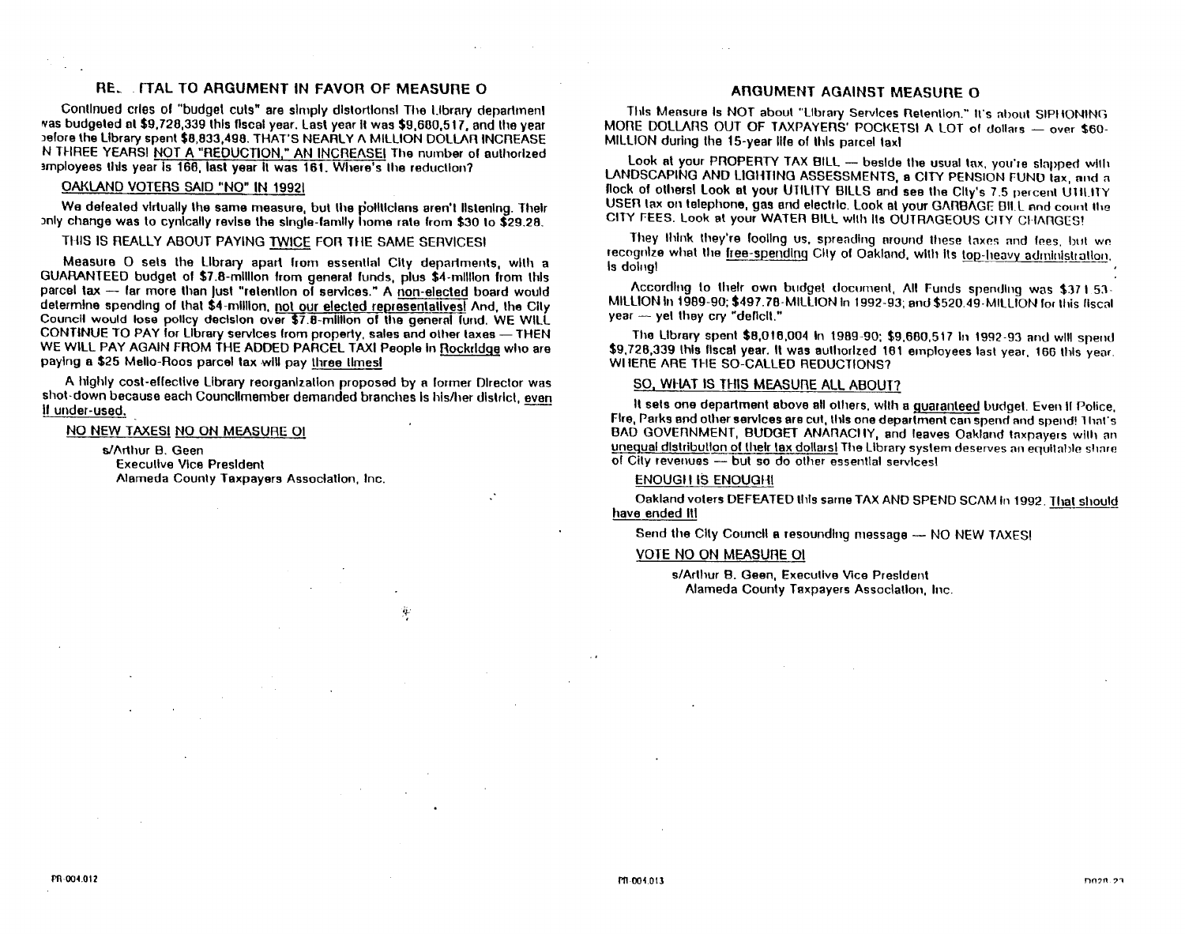## REBUTTAL TO ARGUMENT IN FAVOR OF MEASURE O

Continued cries of "budget cuts" are simply distortions! The Library department was budgeted at $9,728,339 this fiscal year. Last year it was $9,660,517, and the year before the Library spent $8,833,498. THAT'S NEARLY A MILLION DOLLAR INCREASE IN THREE YEARS! NOT A "REDUCTION," AN INCREASE! The number of authorized employees this year is 166, last year it was 161. Where's the reduction?

OAKLAND VOTERS SAID "NO" IN 1992!

We defeated virtually the same measure, but the politicians aren't listening. Their only change was to cynically revise the single-family home rate from $30 to $29.28.

THIS IS REALLY ABOUT PAYING TWICE FOR THE SAME SERVICES!

Measure O sets the Library apart from essential City departments, with a GUARANTEED budget of $7.8-million from general funds, plus $4-million from this parcel tax — far more than just "retention of services." A non-elected board would determine spending of that $4-million, not our elected representatives! And, the City Council would lose policy decision over $7.8-million of the general fund. WE WILL CONTINUE TO PAY for Library services from property, sales and other taxes — THEN WE WILL PAY AGAIN FROM THE ADDED PARCEL TAX! People in Rockridge who are paying a $25 Mello-Roos parcel tax will pay three times!

A highly cost-effective Library reorganization proposed by a former Director was shot-down because each Councilmember demanded branches is his/her district, even if under-used.

NO NEW TAXES! NO ON MEASURE O!

s/Arthur B. Geen
Executive Vice President
Alameda County Taxpayers Association, Inc.

## ARGUMENT AGAINST MEASURE O

This Measure is NOT about "Library Services Retention." It's about SIPHONING MORE DOLLARS OUT OF TAXPAYERS' POCKETS! A LOT of dollars — over $60-MILLION during the 15-year life of this parcel tax!

Look at your PROPERTY TAX BILL — beside the usual tax, you're slapped with LANDSCAPING AND LIGHTING ASSESSMENTS, a CITY PENSION FUND tax, and a flock of others! Look at your UTILITY BILLS and see the City's 7.5 percent UTILITY USER tax on telephone, gas and electric. Look at your GARBAGE BILL and count the CITY FEES. Look at your WATER BILL with its OUTRAGEOUS CITY CHARGES!

They think they're fooling us, spreading around these taxes and fees, but we recognize what the free-spending City of Oakland, with its top-heavy administration, is doing!

According to their own budget document, All Funds spending was $371.53-MILLION in 1989-90; $497.78-MILLION in 1992-93; and $520.49-MILLION for this fiscal year — yet they cry "deficit."

The Library spent $8,016,004 in 1989-90; $9,660,517 in 1992-93 and will spend $9,728,339 this fiscal year. It was authorized 161 employees last year, 166 this year. WHERE ARE THE SO-CALLED REDUCTIONS?

SO, WHAT IS THIS MEASURE ALL ABOUT?

It sets one department above all others, with a guaranteed budget. Even if Police, Fire, Parks and other services are cut, this one department can spend and spend! That's BAD GOVERNMENT, BUDGET ANARACHY, and leaves Oakland taxpayers with an unequal distribution of their tax dollars! The Library system deserves an equitable share of City revenues — but so do other essential services!

ENOUGH IS ENOUGH!

Oakland voters DEFEATED this same TAX AND SPEND SCAM in 1992. That should have ended it!

Send the City Council a resounding message — NO NEW TAXES!

VOTE NO ON MEASURE O!

s/Arthur B. Geen, Executive Vice President
Alameda County Taxpayers Association, Inc.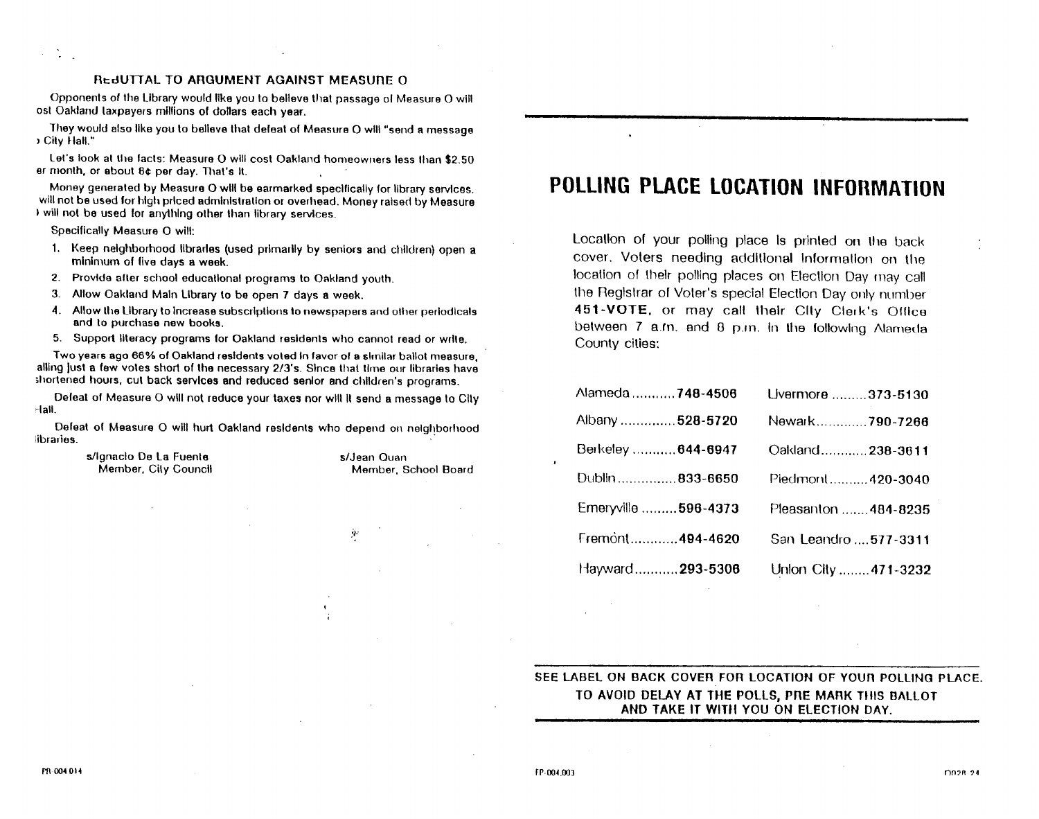## REBUTTAL TO ARGUMENT AGAINST MEASURE O

Opponents of the Library would like you to believe that passage of Measure O will cost Oakland taxpayers millions of dollars each year.

They would also like you to believe that defeat of Measure O will "send a message to City Hall."

Let's look at the facts: Measure O will cost Oakland homeowners less than $2.50 per month, or about 8¢ per day. That's it.

Money generated by Measure O will be earmarked specifically for library services. It will not be used for high priced administration or overhead. Money raised by Measure O will not be used for anything other than library services.

Specifically Measure O will:

1. Keep neighborhood libraries (used primarily by seniors and children) open a minimum of five days a week.
2. Provide after school educational programs to Oakland youth.
3. Allow Oakland Main Library to be open 7 days a week.
4. Allow the Library to increase subscriptions to newspapers and other periodicals and to purchase new books.
5. Support literacy programs for Oakland residents who cannot read or write.

Two years ago 66% of Oakland residents voted in favor of a similar ballot measure, falling just a few votes short of the necessary 2/3's. Since that time our libraries have shortened hours, cut back services and reduced senior and children's programs.

Defeat of Measure O will not reduce your taxes nor will it send a message to City Hall.

Defeat of Measure O will hurt Oakland residents who depend on neighborhood libraries.

s/Ignacio De La Fuente
Member, City Council

s/Jean Quan
Member, School Board

FR 004 014

# POLLING PLACE LOCATION INFORMATION

Location of your polling place is printed on the back cover. Voters needing additional information on the location of their polling places on Election Day may call the Registrar of Voter's special Election Day only number **451-VOTE**, or may call their City Clerk's Office between 7 a.m. and 8 p.m. in the following Alameda County cities:

| | |
|---|---|
| Alameda ........... **748-4506** | Livermore ......... **373-5130** |
| Albany .............. **528-5720** | Newark ............. **790-7266** |
| Berkeley ........... **644-6947** | Oakland ............ **238-3611** |
| Dublin ............... **833-6650** | Piedmont .......... **420-3040** |
| Emeryville ......... **596-4373** | Pleasanton ....... **484-8235** |
| Fremont ............ **494-4620** | San Leandro .... **577-3311** |
| Hayward ........... **293-5306** | Union City ........ **471-3232** |

**SEE LABEL ON BACK COVER FOR LOCATION OF YOUR POLLING PLACE.**

**TO AVOID DELAY AT THE POLLS, PRE MARK THIS BALLOT AND TAKE IT WITH YOU ON ELECTION DAY.**

FP-004.003

D028-24